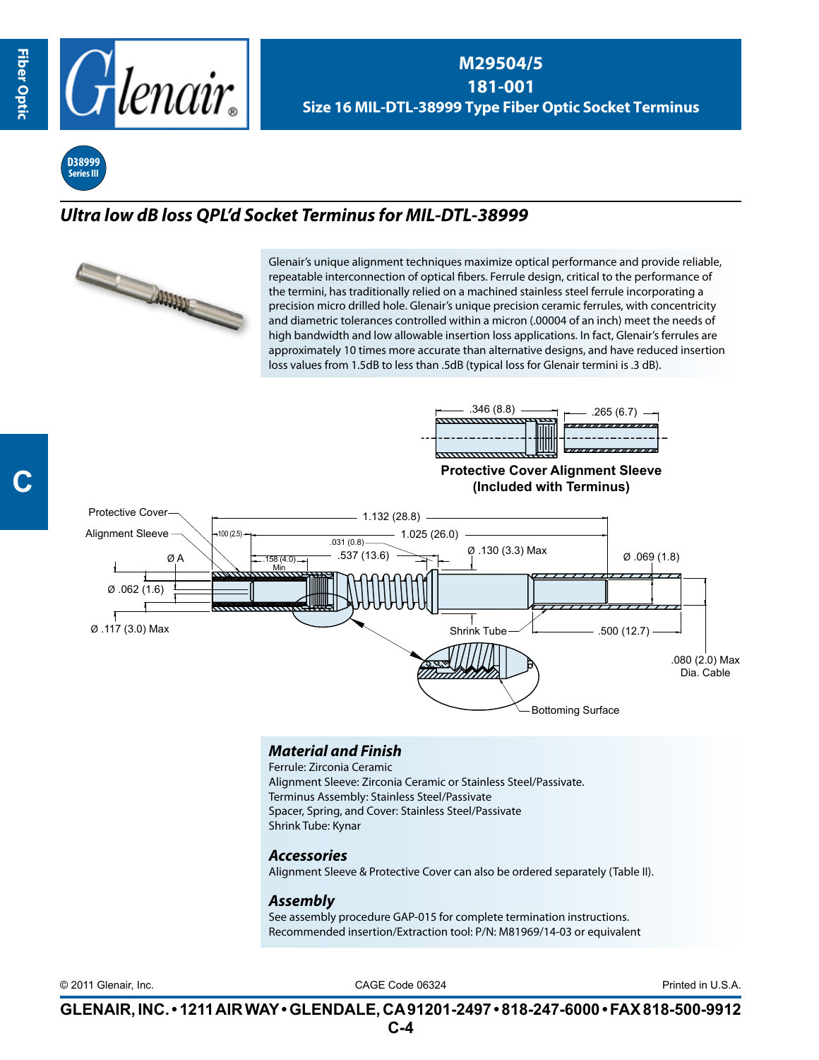# M29504/5
# 181-001
## Size 16 MIL-DTL-38999 Type Fiber Optic Socket Terminus

D38999 Series III

## *Ultra low dB loss QPL'd Socket Terminus for MIL-DTL-38999*

Glenair's unique alignment techniques maximize optical performance and provide reliable, repeatable interconnection of optical fibers. Ferrule design, critical to the performance of the termini, has traditionally relied on a machined stainless steel ferrule incorporating a precision micro drilled hole. Glenair's unique precision ceramic ferrules, with concentricity and diametric tolerances controlled within a micron (.00004 of an inch) meet the needs of high bandwidth and low allowable insertion loss applications. In fact, Glenair's ferrules are approximately 10 times more accurate than alternative designs, and have reduced insertion loss values from 1.5dB to less than .5dB (typical loss for Glenair termini is .3 dB).

.346 (8.8) .265 (6.7)

**Protective Cover Alignment Sleeve (Included with Terminus)**

Protective Cover
Alignment Sleeve
Ø A
Ø .062 (1.6)
Ø .117 (3.0) Max
1.132 (28.8)
.100 (2.5)
1.025 (26.0)
.031 (0.8)
.537 (13.6)
.158 (4.0) Min
Ø .130 (3.3) Max
Ø .069 (1.8)
Shrink Tube
.500 (12.7)
.080 (2.0) Max Dia. Cable
Bottoming Surface

### *Material and Finish*

Ferrule: Zirconia Ceramic
Alignment Sleeve: Zirconia Ceramic or Stainless Steel/Passivate.
Terminus Assembly: Stainless Steel/Passivate
Spacer, Spring, and Cover: Stainless Steel/Passivate
Shrink Tube: Kynar

### *Accessories*

Alignment Sleeve & Protective Cover can also be ordered separately (Table II).

### *Assembly*

See assembly procedure GAP-015 for complete termination instructions.
Recommended insertion/Extraction tool: P/N: M81969/14-03 or equivalent

© 2011 Glenair, Inc. CAGE Code 06324 Printed in U.S.A.

GLENAIR, INC. • 1211 AIR WAY • GLENDALE, CA 91201-2497 • 818-247-6000 • FAX 818-500-9912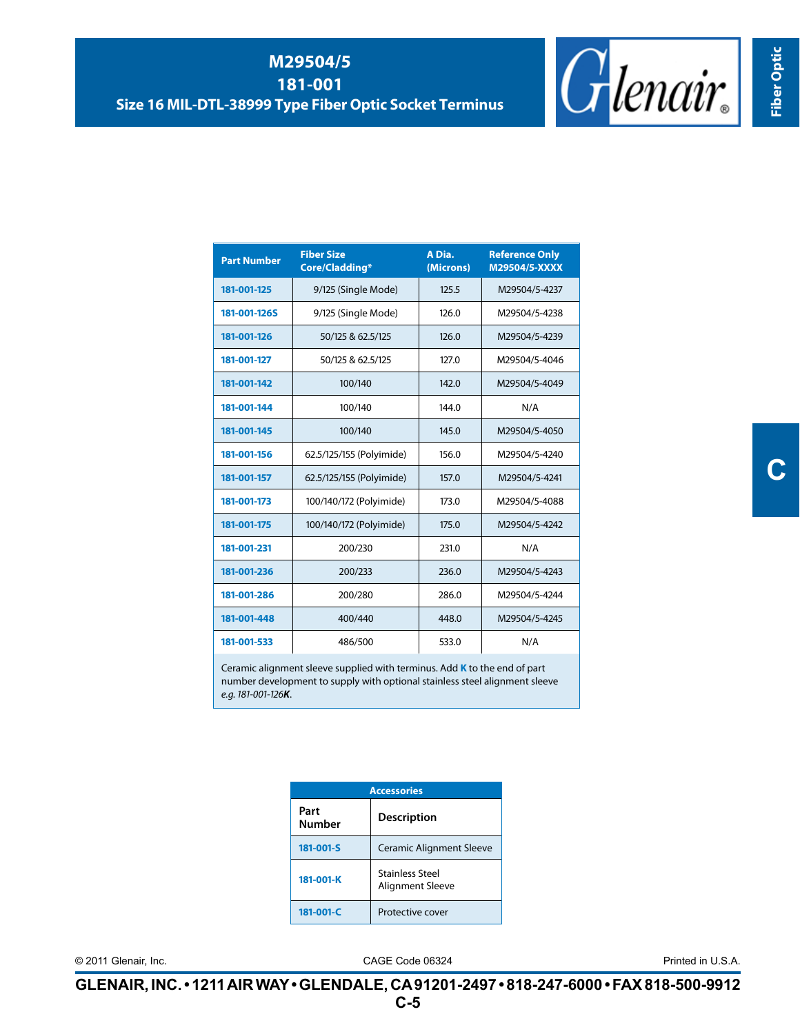# M29504/5
# 181-001
## Size 16 MIL-DTL-38999 Type Fiber Optic Socket Terminus

| Part Number | Fiber Size Core/Cladding* | A Dia. (Microns) | Reference Only M29504/5-XXXX |
|---|---|---|---|
| 181-001-125 | 9/125 (Single Mode) | 125.5 | M29504/5-4237 |
| 181-001-126S | 9/125 (Single Mode) | 126.0 | M29504/5-4238 |
| 181-001-126 | 50/125 & 62.5/125 | 126.0 | M29504/5-4239 |
| 181-001-127 | 50/125 & 62.5/125 | 127.0 | M29504/5-4046 |
| 181-001-142 | 100/140 | 142.0 | M29504/5-4049 |
| 181-001-144 | 100/140 | 144.0 | N/A |
| 181-001-145 | 100/140 | 145.0 | M29504/5-4050 |
| 181-001-156 | 62.5/125/155 (Polyimide) | 156.0 | M29504/5-4240 |
| 181-001-157 | 62.5/125/155 (Polyimide) | 157.0 | M29504/5-4241 |
| 181-001-173 | 100/140/172 (Polyimide) | 173.0 | M29504/5-4088 |
| 181-001-175 | 100/140/172 (Polyimide) | 175.0 | M29504/5-4242 |
| 181-001-231 | 200/230 | 231.0 | N/A |
| 181-001-236 | 200/233 | 236.0 | M29504/5-4243 |
| 181-001-286 | 200/280 | 286.0 | M29504/5-4244 |
| 181-001-448 | 400/440 | 448.0 | M29504/5-4245 |
| 181-001-533 | 486/500 | 533.0 | N/A |

Ceramic alignment sleeve supplied with terminus. Add **K** to the end of part number development to supply with optional stainless steel alignment sleeve *e.g. 181-001-126**K***.

**Accessories**

| Part Number | Description |
|---|---|
| 181-001-S | Ceramic Alignment Sleeve |
| 181-001-K | Stainless Steel Alignment Sleeve |
| 181-001-C | Protective cover |

© 2011 Glenair, Inc. CAGE Code 06324 Printed in U.S.A.

**GLENAIR, INC. • 1211 AIR WAY • GLENDALE, CA 91201-2497 • 818-247-6000 • FAX 818-500-9912**